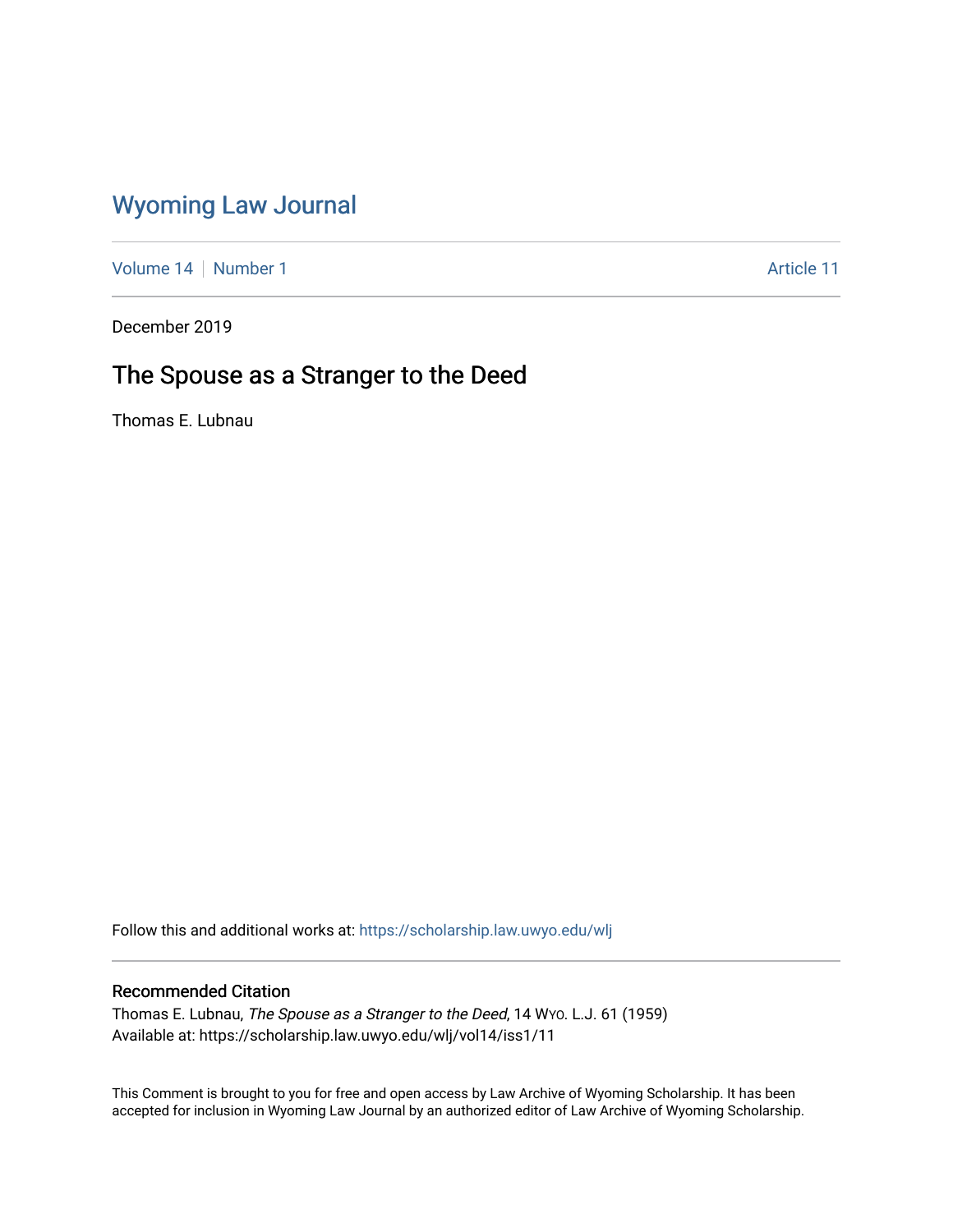# Wyoming Law Journal

Volume 14 | Number 1 — Article 11

December 2019

## The Spouse as a Stranger to the Deed

Thomas E. Lubnau

Follow this and additional works at: https://scholarship.law.uwyo.edu/wlj

### Recommended Citation

Thomas E. Lubnau, *The Spouse as a Stranger to the Deed*, 14 Wyo. L.J. 61 (1959)
Available at: https://scholarship.law.uwyo.edu/wlj/vol14/iss1/11

This Comment is brought to you for free and open access by Law Archive of Wyoming Scholarship. It has been accepted for inclusion in Wyoming Law Journal by an authorized editor of Law Archive of Wyoming Scholarship.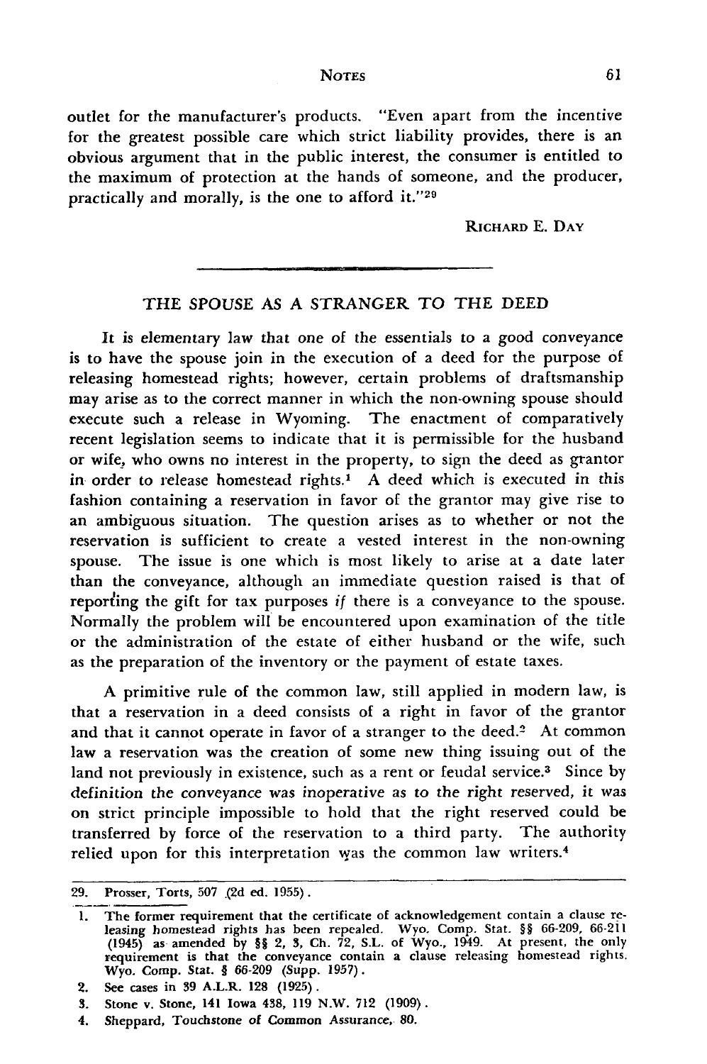outlet for the manufacturer's products. "Even apart from the incentive for the greatest possible care which strict liability provides, there is an obvious argument that in the public interest, the consumer is entitled to the maximum of protection at the hands of someone, and the producer, practically and morally, is the one to afford it."[29]

RICHARD E. DAY

---

## THE SPOUSE AS A STRANGER TO THE DEED

It is elementary law that one of the essentials to a good conveyance is to have the spouse join in the execution of a deed for the purpose of releasing homestead rights; however, certain problems of draftsmanship may arise as to the correct manner in which the non-owning spouse should execute such a release in Wyoming. The enactment of comparatively recent legislation seems to indicate that it is permissible for the husband or wife, who owns no interest in the property, to sign the deed as grantor in order to release homestead rights.[1] A deed which is executed in this fashion containing a reservation in favor of the grantor may give rise to an ambiguous situation. The question arises as to whether or not the reservation is sufficient to create a vested interest in the non-owning spouse. The issue is one which is most likely to arise at a date later than the conveyance, although an immediate question raised is that of reporting the gift for tax purposes *if* there is a conveyance to the spouse. Normally the problem will be encountered upon examination of the title or the administration of the estate of either husband or the wife, such as the preparation of the inventory or the payment of estate taxes.

A primitive rule of the common law, still applied in modern law, is that a reservation in a deed consists of a right in favor of the grantor and that it cannot operate in favor of a stranger to the deed.[2] At common law a reservation was the creation of some new thing issuing out of the land not previously in existence, such as a rent or feudal service.[3] Since by definition the conveyance was inoperative as to the right reserved, it was on strict principle impossible to hold that the right reserved could be transferred by force of the reservation to a third party. The authority relied upon for this interpretation was the common law writers.[4]

---

29. Prosser, Torts, 507 (2d ed. 1955).

1. The former requirement that the certificate of acknowledgement contain a clause releasing homestead rights has been repealed. Wyo. Comp. Stat. §§ 66-209, 66-211 (1945) as amended by §§ 2, 3, Ch. 72, S.L. of Wyo., 1949. At present, the only requirement is that the conveyance contain a clause releasing homestead rights. Wyo. Comp. Stat. § 66-209 (Supp. 1957).
2. See cases in 39 A.L.R. 128 (1925).
3. Stone v. Stone, 141 Iowa 438, 119 N.W. 712 (1909).
4. Sheppard, Touchstone of Common Assurance, 80.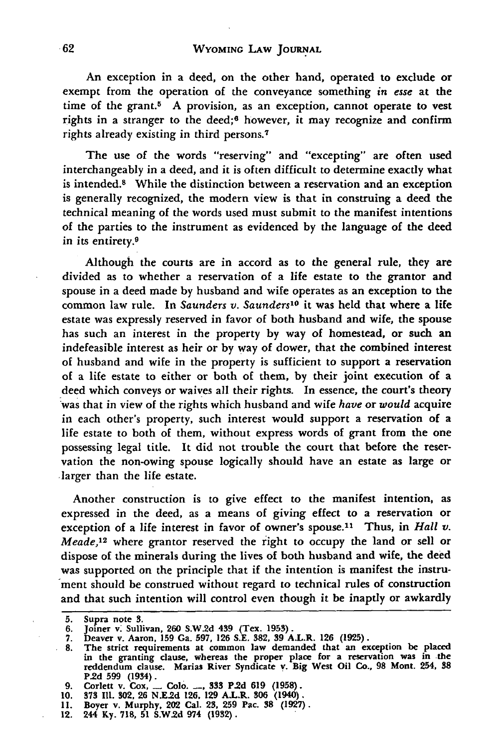An exception in a deed, on the other hand, operated to exclude or exempt from the operation of the conveyance something *in esse* at the time of the grant.[5] A provision, as an exception, cannot operate to vest rights in a stranger to the deed;[6] however, it may recognize and confirm rights already existing in third persons.[7]

The use of the words "reserving" and "excepting" are often used interchangeably in a deed, and it is often difficult to determine exactly what is intended.[8] While the distinction between a reservation and an exception is generally recognized, the modern view is that in construing a deed the technical meaning of the words used must submit to the manifest intentions of the parties to the instrument as evidenced by the language of the deed in its entirety.[9]

Although the courts are in accord as to the general rule, they are divided as to whether a reservation of a life estate to the grantor and spouse in a deed made by husband and wife operates as an exception to the common law rule. In *Saunders v. Saunders*[10] it was held that where a life estate was expressly reserved in favor of both husband and wife, the spouse has such an interest in the property by way of homestead, or such an indefeasible interest as heir or by way of dower, that the combined interest of husband and wife in the property is sufficient to support a reservation of a life estate to either or both of them, by their joint execution of a deed which conveys or waives all their rights. In essence, the court's theory was that in view of the rights which husband and wife *have* or *would* acquire in each other's property, such interest would support a reservation of a life estate to both of them, without express words of grant from the one possessing legal title. It did not trouble the court that before the reservation the non-owing spouse logically should have an estate as large or larger than the life estate.

Another construction is to give effect to the manifest intention, as expressed in the deed, as a means of giving effect to a reservation or exception of a life interest in favor of owner's spouse.[11] Thus, in *Hall v. Meade*,[12] where grantor reserved the right to occupy the land or sell or dispose of the minerals during the lives of both husband and wife, the deed was supported on the principle that if the intention is manifest the instrument should be construed without regard to technical rules of construction and that such intention will control even though it be inaptly or awkardly

---

5. Supra note 3.
6. Joiner v. Sullivan, 260 S.W.2d 439 (Tex. 1953).
7. Deaver v. Aaron, 159 Ga. 597, 126 S.E. 382, 39 A.L.R. 126 (1925).
8. The strict requirements at common law demanded that an exception be placed in the granting clause, whereas the proper place for a reservation was in the reddendum clause. Marias River Syndicate v. Big West Oil Co., 98 Mont. 254, 38 P.2d 599 (1934).
9. Corlett v. Cox, \_\_ Colo. \_\_, 333 P.2d 619 (1958).
10. 373 Ill. 302, 26 N.E.2d 126, 129 A.L.R. 306 (1940).
11. Boyer v. Murphy, 202 Cal. 23, 259 Pac. 38 (1927).
12. 244 Ky. 718, 51 S.W.2d 974 (1932).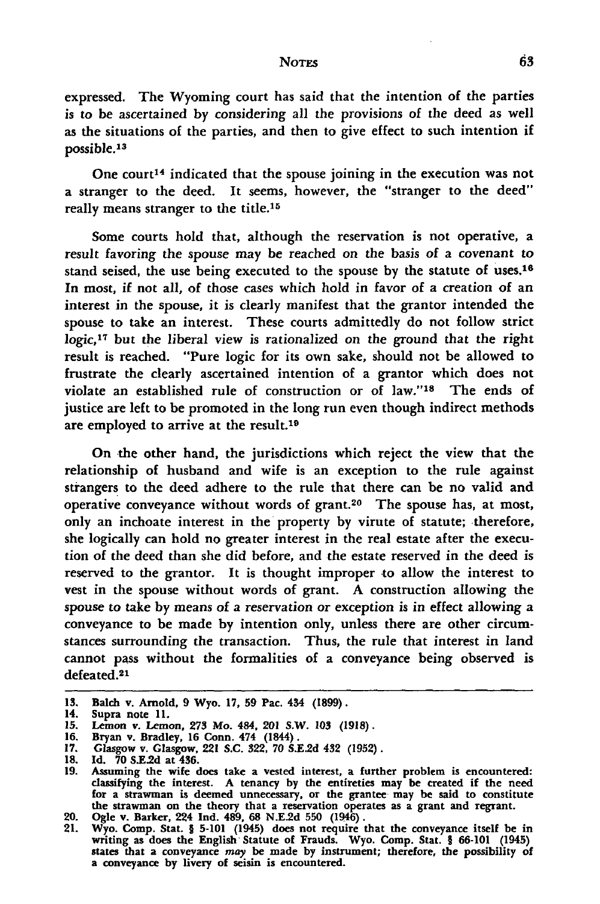expressed. The Wyoming court has said that the intention of the parties is to be ascertained by considering all the provisions of the deed as well as the situations of the parties, and then to give effect to such intention if possible.[13]

One court[14] indicated that the spouse joining in the execution was not a stranger to the deed. It seems, however, the "stranger to the deed" really means stranger to the title.[15]

Some courts hold that, although the reservation is not operative, a result favoring the spouse may be reached on the basis of a covenant to stand seised, the use being executed to the spouse by the statute of uses.[16] In most, if not all, of those cases which hold in favor of a creation of an interest in the spouse, it is clearly manifest that the grantor intended the spouse to take an interest. These courts admittedly do not follow strict logic,[17] but the liberal view is rationalized on the ground that the right result is reached. "Pure logic for its own sake, should not be allowed to frustrate the clearly ascertained intention of a grantor which does not violate an established rule of construction or of law."[18] The ends of justice are left to be promoted in the long run even though indirect methods are employed to arrive at the result.[19]

On the other hand, the jurisdictions which reject the view that the relationship of husband and wife is an exception to the rule against strangers to the deed adhere to the rule that there can be no valid and operative conveyance without words of grant.[20] The spouse has, at most, only an inchoate interest in the property by virute of statute; therefore, she logically can hold no greater interest in the real estate after the execution of the deed than she did before, and the estate reserved in the deed is reserved to the grantor. It is thought improper to allow the interest to vest in the spouse without words of grant. A construction allowing the spouse to take by means of a reservation or exception is in effect allowing a conveyance to be made by intention only, unless there are other circumstances surrounding the transaction. Thus, the rule that interest in land cannot pass without the formalities of a conveyance being observed is defeated.[21]

---

13. Balch v. Arnold, 9 Wyo. 17, 59 Pac. 434 (1899).
14. Supra note 11.
15. Lemon v. Lemon, 273 Mo. 484, 201 S.W. 103 (1918).
16. Bryan v. Bradley, 16 Conn. 474 (1844).
17. Glasgow v. Glasgow, 221 S.C. 322, 70 S.E.2d 432 (1952).
18. Id. 70 S.E.2d at 436.
19. Assuming the wife does take a vested interest, a further problem is encountered: classifying the interest. A tenancy by the entireties may be created if the need for a strawman is deemed unnecessary, or the grantee may be said to constitute the strawman on the theory that a reservation operates as a grant and regrant.
20. Ogle v. Barker, 224 Ind. 489, 68 N.E.2d 550 (1946).
21. Wyo. Comp. Stat. § 5-101 (1945) does not require that the conveyance itself be in writing as does the English Statute of Frauds. Wyo. Comp. Stat. § 66-101 (1945) states that a conveyance *may* be made by instrument; therefore, the possibility of a conveyance by livery of seisin is encountered.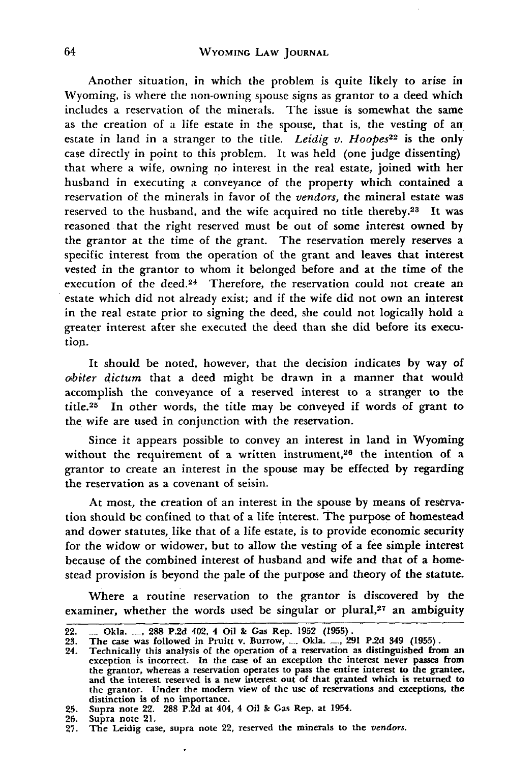Another situation, in which the problem is quite likely to arise in Wyoming, is where the non-owning spouse signs as grantor to a deed which includes a reservation of the minerals. The issue is somewhat the same as the creation of a life estate in the spouse, that is, the vesting of an estate in land in a stranger to the title. *Leidig v. Hoopes*[22] is the only case directly in point to this problem. It was held (one judge dissenting) that where a wife, owning no interest in the real estate, joined with her husband in executing a conveyance of the property which contained a reservation of the minerals in favor of the *vendors,* the mineral estate was reserved to the husband, and the wife acquired no title thereby.[23] It was reasoned that the right reserved must be out of some interest owned by the grantor at the time of the grant. The reservation merely reserves a specific interest from the operation of the grant and leaves that interest vested in the grantor to whom it belonged before and at the time of the execution of the deed.[24] Therefore, the reservation could not create an estate which did not already exist; and if the wife did not own an interest in the real estate prior to signing the deed, she could not logically hold a greater interest after she executed the deed than she did before its execution.

It should be noted, however, that the decision indicates by way of *obiter dictum* that a deed might be drawn in a manner that would accomplish the conveyance of a reserved interest to a stranger to the title.[25] In other words, the title may be conveyed if words of grant to the wife are used in conjunction with the reservation.

Since it appears possible to convey an interest in land in Wyoming without the requirement of a written instrument,[26] the intention of a grantor to create an interest in the spouse may be effected by regarding the reservation as a covenant of seisin.

At most, the creation of an interest in the spouse by means of reservation should be confined to that of a life interest. The purpose of homestead and dower statutes, like that of a life estate, is to provide economic security for the widow or widower, but to allow the vesting of a fee simple interest because of the combined interest of husband and wife and that of a homestead provision is beyond the pale of the purpose and theory of the statute.

Where a routine reservation to the grantor is discovered by the examiner, whether the words used be singular or plural,[27] an ambiguity

---

22. ___ Okla. ___, 288 P.2d 402, 4 Oil & Gas Rep. 1952 (1955).
23. The case was followed in Pruitt v. Burrow, ___ Okla. ___, 291 P.2d 349 (1955).
24. Technically this analysis of the operation of a reservation as distinguished from an exception is incorrect. In the case of an exception the interest never passes from the grantor, whereas a reservation operates to pass the entire interest to the grantee, and the interest reserved is a new interest out of that granted which is returned to the grantor. Under the modern view of the use of reservations and exceptions, the distinction is of no importance.
25. Supra note 22. 288 P.2d at 404, 4 Oil & Gas Rep. at 1954.
26. Supra note 21.
27. The Leidig case, supra note 22, reserved the minerals to the *vendors.*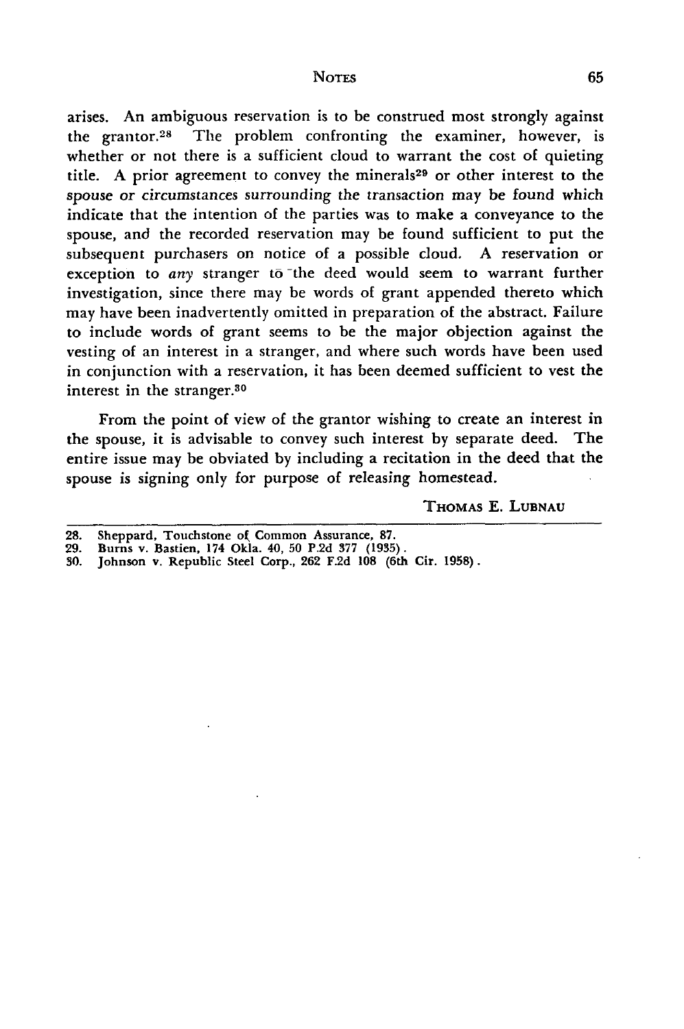arises. An ambiguous reservation is to be construed most strongly against the grantor.[28] The problem confronting the examiner, however, is whether or not there is a sufficient cloud to warrant the cost of quieting title. A prior agreement to convey the minerals[29] or other interest to the *spouse or circumstances surrounding the transaction may be found which* indicate that the intention of the parties was to make a conveyance to the spouse, and the recorded reservation may be found sufficient to put the subsequent purchasers on notice of a possible cloud. A reservation or exception to *any* stranger to the deed would seem to warrant further investigation, since there may be words of grant appended thereto which may have been inadvertently omitted in preparation of the abstract. Failure to include words of grant seems to be the major objection against the vesting of an interest in a stranger, and where such words have been used in conjunction with a reservation, it has been deemed sufficient to vest the interest in the stranger.[30]

From the point of view of the grantor wishing to create an interest in the spouse, it is advisable to convey such interest by separate deed. The entire issue may be obviated by including a recitation in the deed that the spouse is signing only for purpose of releasing homestead.

THOMAS E. LUBNAU

---

28. Sheppard, Touchstone of Common Assurance, 87.
29. Burns v. Bastien, 174 Okla. 40, 50 P.2d 377 (1935).
30. Johnson v. Republic Steel Corp., 262 F.2d 108 (6th Cir. 1958).